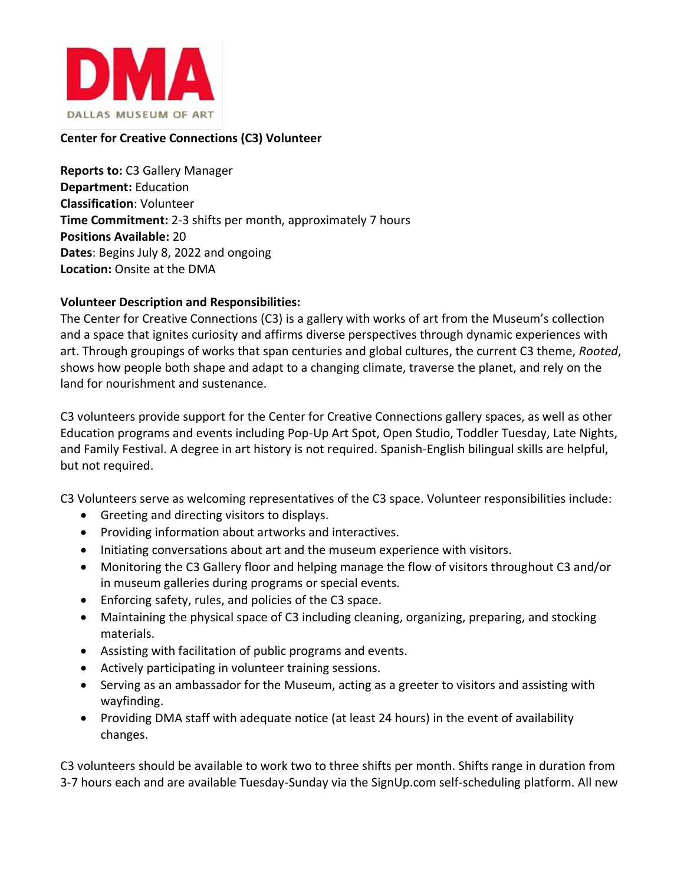**Center for Creative Connections (C3) Volunteer**

**Reports to:** C3 Gallery Manager
**Department:** Education
**Classification**: Volunteer
**Time Commitment:** 2-3 shifts per month, approximately 7 hours
**Positions Available:** 20
**Dates**: Begins July 8, 2022 and ongoing
**Location:** Onsite at the DMA

**Volunteer Description and Responsibilities:**

The Center for Creative Connections (C3) is a gallery with works of art from the Museum's collection and a space that ignites curiosity and affirms diverse perspectives through dynamic experiences with art. Through groupings of works that span centuries and global cultures, the current C3 theme, *Rooted*, shows how people both shape and adapt to a changing climate, traverse the planet, and rely on the land for nourishment and sustenance.

C3 volunteers provide support for the Center for Creative Connections gallery spaces, as well as other Education programs and events including Pop-Up Art Spot, Open Studio, Toddler Tuesday, Late Nights, and Family Festival. A degree in art history is not required. Spanish-English bilingual skills are helpful, but not required.

C3 Volunteers serve as welcoming representatives of the C3 space. Volunteer responsibilities include:

- Greeting and directing visitors to displays.
- Providing information about artworks and interactives.
- Initiating conversations about art and the museum experience with visitors.
- Monitoring the C3 Gallery floor and helping manage the flow of visitors throughout C3 and/or in museum galleries during programs or special events.
- Enforcing safety, rules, and policies of the C3 space.
- Maintaining the physical space of C3 including cleaning, organizing, preparing, and stocking materials.
- Assisting with facilitation of public programs and events.
- Actively participating in volunteer training sessions.
- Serving as an ambassador for the Museum, acting as a greeter to visitors and assisting with wayfinding.
- Providing DMA staff with adequate notice (at least 24 hours) in the event of availability changes.

C3 volunteers should be available to work two to three shifts per month. Shifts range in duration from 3-7 hours each and are available Tuesday-Sunday via the SignUp.com self-scheduling platform. All new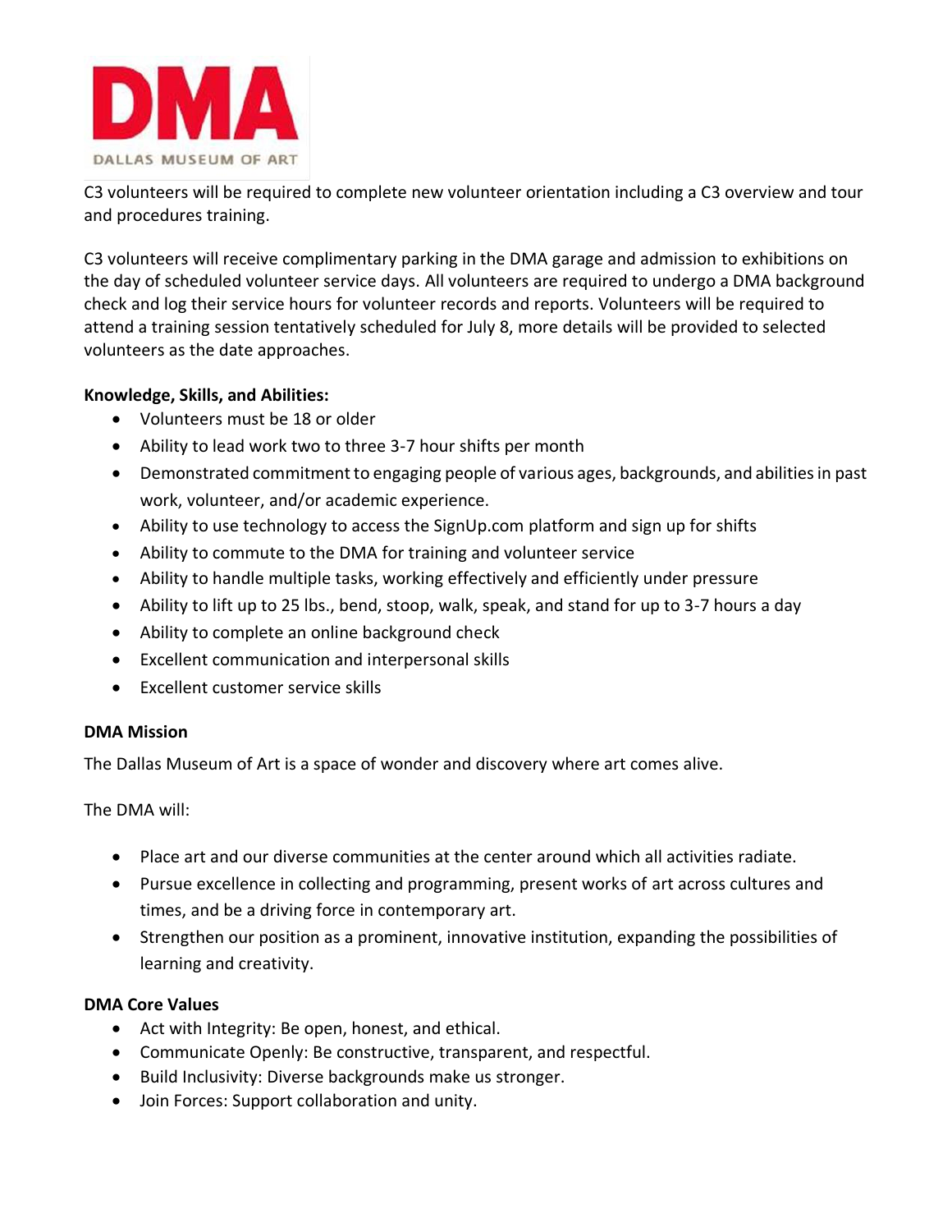C3 volunteers will be required to complete new volunteer orientation including a C3 overview and tour and procedures training.

C3 volunteers will receive complimentary parking in the DMA garage and admission to exhibitions on the day of scheduled volunteer service days. All volunteers are required to undergo a DMA background check and log their service hours for volunteer records and reports. Volunteers will be required to attend a training session tentatively scheduled for July 8, more details will be provided to selected volunteers as the date approaches.

**Knowledge, Skills, and Abilities:**

- Volunteers must be 18 or older
- Ability to lead work two to three 3-7 hour shifts per month
- Demonstrated commitment to engaging people of various ages, backgrounds, and abilities in past work, volunteer, and/or academic experience.
- Ability to use technology to access the SignUp.com platform and sign up for shifts
- Ability to commute to the DMA for training and volunteer service
- Ability to handle multiple tasks, working effectively and efficiently under pressure
- Ability to lift up to 25 lbs., bend, stoop, walk, speak, and stand for up to 3-7 hours a day
- Ability to complete an online background check
- Excellent communication and interpersonal skills
- Excellent customer service skills

**DMA Mission**

The Dallas Museum of Art is a space of wonder and discovery where art comes alive.

The DMA will:

- Place art and our diverse communities at the center around which all activities radiate.
- Pursue excellence in collecting and programming, present works of art across cultures and times, and be a driving force in contemporary art.
- Strengthen our position as a prominent, innovative institution, expanding the possibilities of learning and creativity.

**DMA Core Values**

- Act with Integrity: Be open, honest, and ethical.
- Communicate Openly: Be constructive, transparent, and respectful.
- Build Inclusivity: Diverse backgrounds make us stronger.
- Join Forces: Support collaboration and unity.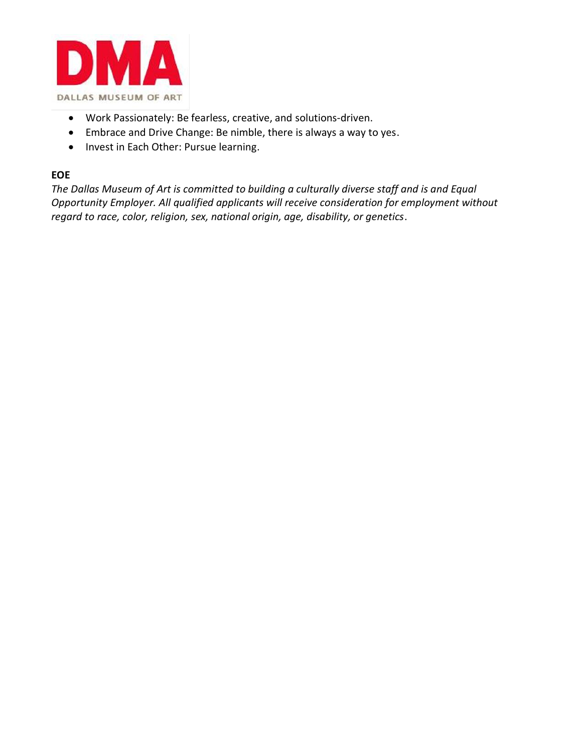- Work Passionately: Be fearless, creative, and solutions-driven.
- Embrace and Drive Change: Be nimble, there is always a way to yes.
- Invest in Each Other: Pursue learning.

**EOE**

*The Dallas Museum of Art is committed to building a culturally diverse staff and is and Equal Opportunity Employer. All qualified applicants will receive consideration for employment without regard to race, color, religion, sex, national origin, age, disability, or genetics*.